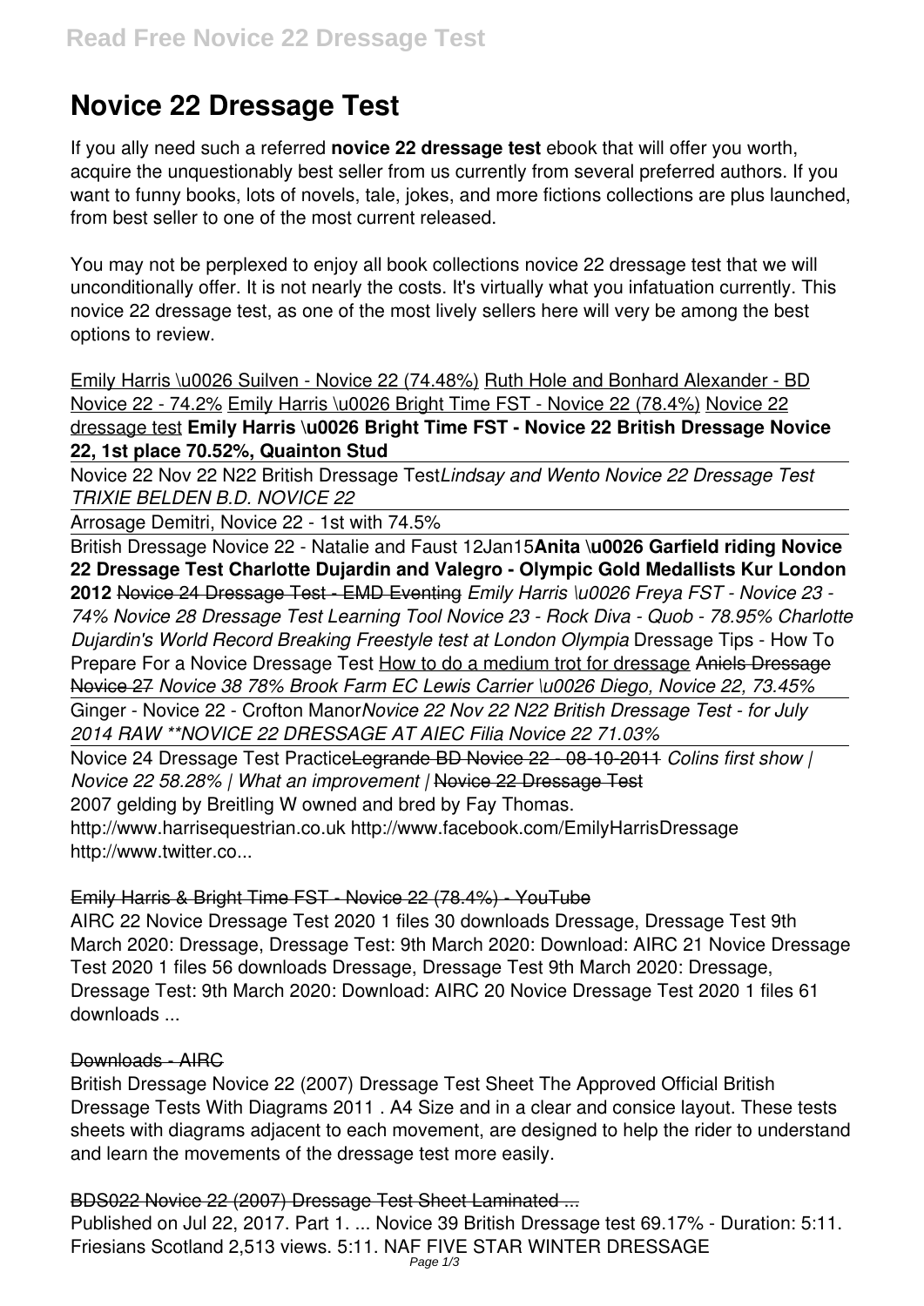# Novice 22 Dressage Test

If you ally need such a referred **novice 22 dressage test** ebook that will offer you worth, acquire the unquestionably best seller from us currently from several preferred authors. If you want to funny books, lots of novels, tale, jokes, and more fictions collections are plus launched, from best seller to one of the most current released.

You may not be perplexed to enjoy all book collections novice 22 dressage test that we will unconditionally offer. It is not nearly the costs. It's virtually what you infatuation currently. This novice 22 dressage test, as one of the most lively sellers here will very be among the best options to review.

Emily Harris \u0026 Suilven - Novice 22 (74.48%) Ruth Hole and Bonhard Alexander - BD Novice 22 - 74.2% Emily Harris \u0026 Bright Time FST - Novice 22 (78.4%) Novice 22 dressage test **Emily Harris \u0026 Bright Time FST - Novice 22 British Dressage Novice 22, 1st place 70.52%, Quainton Stud**

Novice 22 Nov 22 N22 British Dressage Test *Lindsay and Wento Novice 22 Dressage Test TRIXIE BELDEN B.D. NOVICE 22*

Arrosage Demitri, Novice 22 - 1st with 74.5%

British Dressage Novice 22 - Natalie and Faust 12Jan15 **Anita \u0026 Garfield riding Novice 22 Dressage Test Charlotte Dujardin and Valegro - Olympic Gold Medallists Kur London 2012** Novice 24 Dressage Test - EMD Eventing *Emily Harris \u0026 Freya FST - Novice 23 - 74% Novice 28 Dressage Test Learning Tool Novice 23 - Rock Diva - Quob - 78.95% Charlotte Dujardin's World Record Breaking Freestyle test at London Olympia* Dressage Tips - How To Prepare For a Novice Dressage Test How to do a medium trot for dressage Aniels Dressage Novice 27 *Novice 38 78% Brook Farm EC Lewis Carrier \u0026 Diego, Novice 22, 73.45%*

Ginger - Novice 22 - Crofton Manor *Novice 22 Nov 22 N22 British Dressage Test - for July 2014 RAW \*\*NOVICE 22 DRESSAGE AT AIEC Filia Novice 22 71.03%*

Novice 24 Dressage Test Practice Legrande BD Novice 22 - 08-10-2011 *Colins first show | Novice 22 58.28% | What an improvement |* Novice 22 Dressage Test

2007 gelding by Breitling W owned and bred by Fay Thomas.
http://www.harrisequestrian.co.uk http://www.facebook.com/EmilyHarrisDressage http://www.twitter.co...

Emily Harris & Bright Time FST - Novice 22 (78.4%) - YouTube

AIRC 22 Novice Dressage Test 2020 1 files 30 downloads Dressage, Dressage Test 9th March 2020: Dressage, Dressage Test: 9th March 2020: Download: AIRC 21 Novice Dressage Test 2020 1 files 56 downloads Dressage, Dressage Test 9th March 2020: Dressage, Dressage Test: 9th March 2020: Download: AIRC 20 Novice Dressage Test 2020 1 files 61 downloads ...

Downloads - AIRC

British Dressage Novice 22 (2007) Dressage Test Sheet The Approved Official British Dressage Tests With Diagrams 2011 . A4 Size and in a clear and consice layout. These tests sheets with diagrams adjacent to each movement, are designed to help the rider to understand and learn the movements of the dressage test more easily.

BDS022 Novice 22 (2007) Dressage Test Sheet Laminated ...

Published on Jul 22, 2017. Part 1. ... Novice 39 British Dressage test 69.17% - Duration: 5:11. Friesians Scotland 2,513 views. 5:11. NAF FIVE STAR WINTER DRESSAGE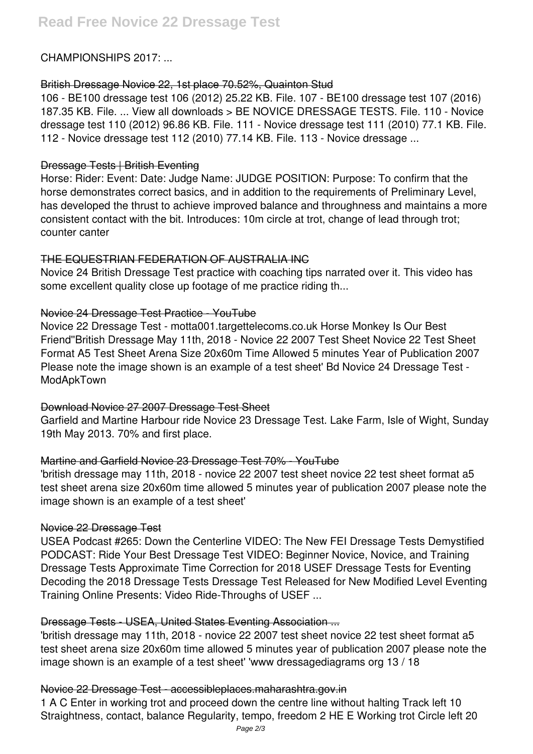CHAMPIONSHIPS 2017: ...

## British Dressage Novice 22, 1st place 70.52%, Quainton Stud

106 - BE100 dressage test 106 (2012) 25.22 KB. File. 107 - BE100 dressage test 107 (2016) 187.35 KB. File. ... View all downloads > BE NOVICE DRESSAGE TESTS. File. 110 - Novice dressage test 110 (2012) 96.86 KB. File. 111 - Novice dressage test 111 (2010) 77.1 KB. File. 112 - Novice dressage test 112 (2010) 77.14 KB. File. 113 - Novice dressage ...

## Dressage Tests | British Eventing

Horse: Rider: Event: Date: Judge Name: JUDGE POSITION: Purpose: To confirm that the horse demonstrates correct basics, and in addition to the requirements of Preliminary Level, has developed the thrust to achieve improved balance and throughness and maintains a more consistent contact with the bit. Introduces: 10m circle at trot, change of lead through trot; counter canter

## THE EQUESTRIAN FEDERATION OF AUSTRALIA INC

Novice 24 British Dressage Test practice with coaching tips narrated over it. This video has some excellent quality close up footage of me practice riding th...

## Novice 24 Dressage Test Practice - YouTube

Novice 22 Dressage Test - motta001.targettelecoms.co.uk Horse Monkey Is Our Best Friend''British Dressage May 11th, 2018 - Novice 22 2007 Test Sheet Novice 22 Test Sheet Format A5 Test Sheet Arena Size 20x60m Time Allowed 5 minutes Year of Publication 2007 Please note the image shown is an example of a test sheet' Bd Novice 24 Dressage Test - ModApkTown

## Download Novice 27 2007 Dressage Test Sheet

Garfield and Martine Harbour ride Novice 23 Dressage Test. Lake Farm, Isle of Wight, Sunday 19th May 2013. 70% and first place.

## Martine and Garfield Novice 23 Dressage Test 70% - YouTube

'british dressage may 11th, 2018 - novice 22 2007 test sheet novice 22 test sheet format a5 test sheet arena size 20x60m time allowed 5 minutes year of publication 2007 please note the image shown is an example of a test sheet'

## Novice 22 Dressage Test

USEA Podcast #265: Down the Centerline VIDEO: The New FEI Dressage Tests Demystified PODCAST: Ride Your Best Dressage Test VIDEO: Beginner Novice, Novice, and Training Dressage Tests Approximate Time Correction for 2018 USEF Dressage Tests for Eventing Decoding the 2018 Dressage Tests Dressage Test Released for New Modified Level Eventing Training Online Presents: Video Ride-Throughs of USEF ...

## Dressage Tests - USEA, United States Eventing Association ...

'british dressage may 11th, 2018 - novice 22 2007 test sheet novice 22 test sheet format a5 test sheet arena size 20x60m time allowed 5 minutes year of publication 2007 please note the image shown is an example of a test sheet' 'www dressagediagrams org 13 / 18

## Novice 22 Dressage Test - accessibleplaces.maharashtra.gov.in

1 A C Enter in working trot and proceed down the centre line without halting Track left 10 Straightness, contact, balance Regularity, tempo, freedom 2 HE E Working trot Circle left 20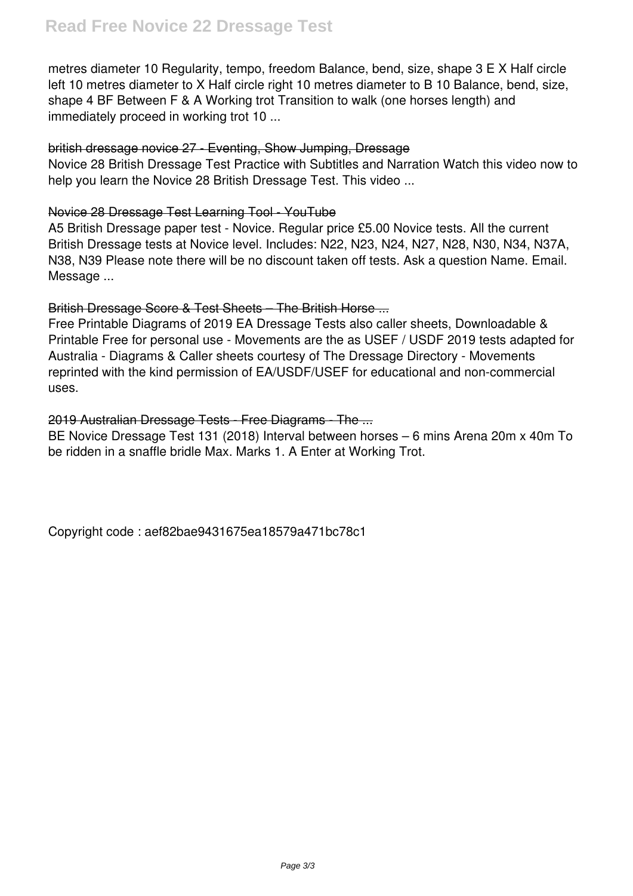metres diameter 10 Regularity, tempo, freedom Balance, bend, size, shape 3 E X Half circle left 10 metres diameter to X Half circle right 10 metres diameter to B 10 Balance, bend, size, shape 4 BF Between F & A Working trot Transition to walk (one horses length) and immediately proceed in working trot 10 ...

british dressage novice 27 - Eventing, Show Jumping, Dressage

Novice 28 British Dressage Test Practice with Subtitles and Narration Watch this video now to help you learn the Novice 28 British Dressage Test. This video ...

Novice 28 Dressage Test Learning Tool - YouTube

A5 British Dressage paper test - Novice. Regular price £5.00 Novice tests. All the current British Dressage tests at Novice level. Includes: N22, N23, N24, N27, N28, N30, N34, N37A, N38, N39 Please note there will be no discount taken off tests. Ask a question Name. Email. Message ...

British Dressage Score & Test Sheets – The British Horse ...

Free Printable Diagrams of 2019 EA Dressage Tests also caller sheets, Downloadable & Printable Free for personal use - Movements are the as USEF / USDF 2019 tests adapted for Australia - Diagrams & Caller sheets courtesy of The Dressage Directory - Movements reprinted with the kind permission of EA/USDF/USEF for educational and non-commercial uses.

2019 Australian Dressage Tests - Free Diagrams - The ...

BE Novice Dressage Test 131 (2018) Interval between horses – 6 mins Arena 20m x 40m To be ridden in a snaffle bridle Max. Marks 1. A Enter at Working Trot.

Copyright code : aef82bae9431675ea18579a471bc78c1